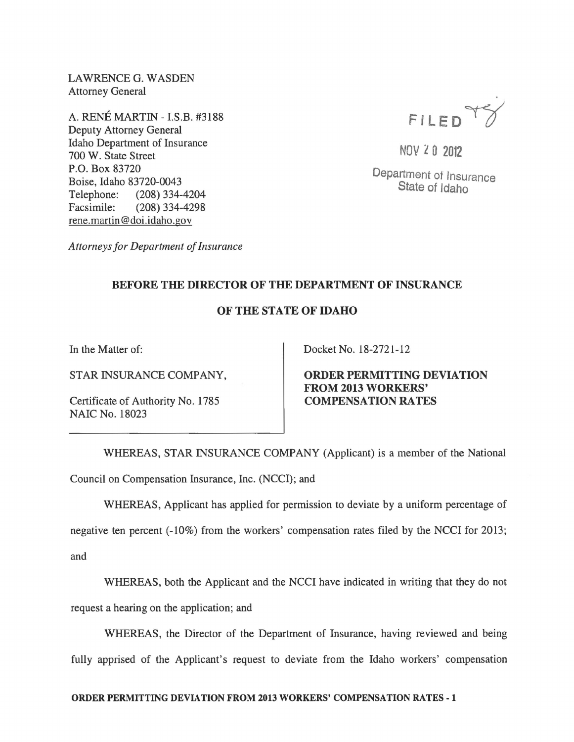LAWRENCE G. WASDEN
Attorney General

A. RENÉ MARTIN - I.S.B. #3188
Deputy Attorney General
Idaho Department of Insurance
700 W. State Street
P.O. Box 83720
Boise, Idaho 83720-0043
Telephone: (208) 334-4204
Facsimile: (208) 334-4298
rene.martin@doi.idaho.gov

*Attorneys for Department of Insurance*

FILED

NOV 20 2012

Department of Insurance
State of Idaho

**BEFORE THE DIRECTOR OF THE DEPARTMENT OF INSURANCE**

**OF THE STATE OF IDAHO**

| | |
|---|---|
| In the Matter of:<br><br>STAR INSURANCE COMPANY,<br><br>Certificate of Authority No. 1785<br>NAIC No. 18023 | Docket No. 18-2721-12<br><br>**ORDER PERMITTING DEVIATION FROM 2013 WORKERS' COMPENSATION RATES** |

WHEREAS, STAR INSURANCE COMPANY (Applicant) is a member of the National Council on Compensation Insurance, Inc. (NCCI); and

WHEREAS, Applicant has applied for permission to deviate by a uniform percentage of negative ten percent (-10%) from the workers' compensation rates filed by the NCCI for 2013; and

WHEREAS, both the Applicant and the NCCI have indicated in writing that they do not request a hearing on the application; and

WHEREAS, the Director of the Department of Insurance, having reviewed and being fully apprised of the Applicant's request to deviate from the Idaho workers' compensation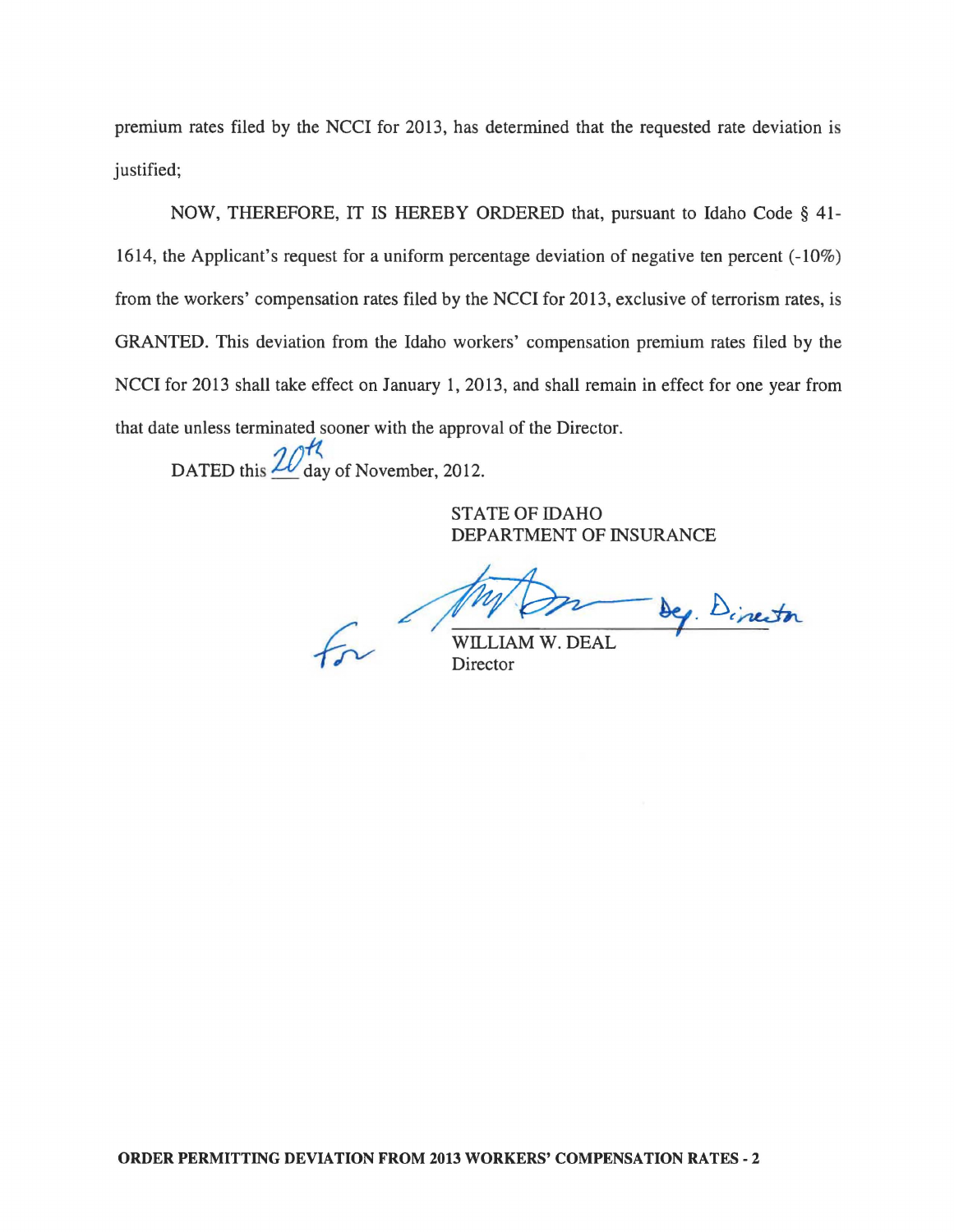premium rates filed by the NCCI for 2013, has determined that the requested rate deviation is justified;

NOW, THEREFORE, IT IS HEREBY ORDERED that, pursuant to Idaho Code § 41-1614, the Applicant's request for a uniform percentage deviation of negative ten percent (-10%) from the workers' compensation rates filed by the NCCI for 2013, exclusive of terrorism rates, is GRANTED. This deviation from the Idaho workers' compensation premium rates filed by the NCCI for 2013 shall take effect on January 1, 2013, and shall remain in effect for one year from that date unless terminated sooner with the approval of the Director.

DATED this 20th day of November, 2012.

STATE OF IDAHO
DEPARTMENT OF INSURANCE

for ___________________ Dep. Director
WILLIAM W. DEAL
Director

**ORDER PERMITTING DEVIATION FROM 2013 WORKERS' COMPENSATION RATES - 2**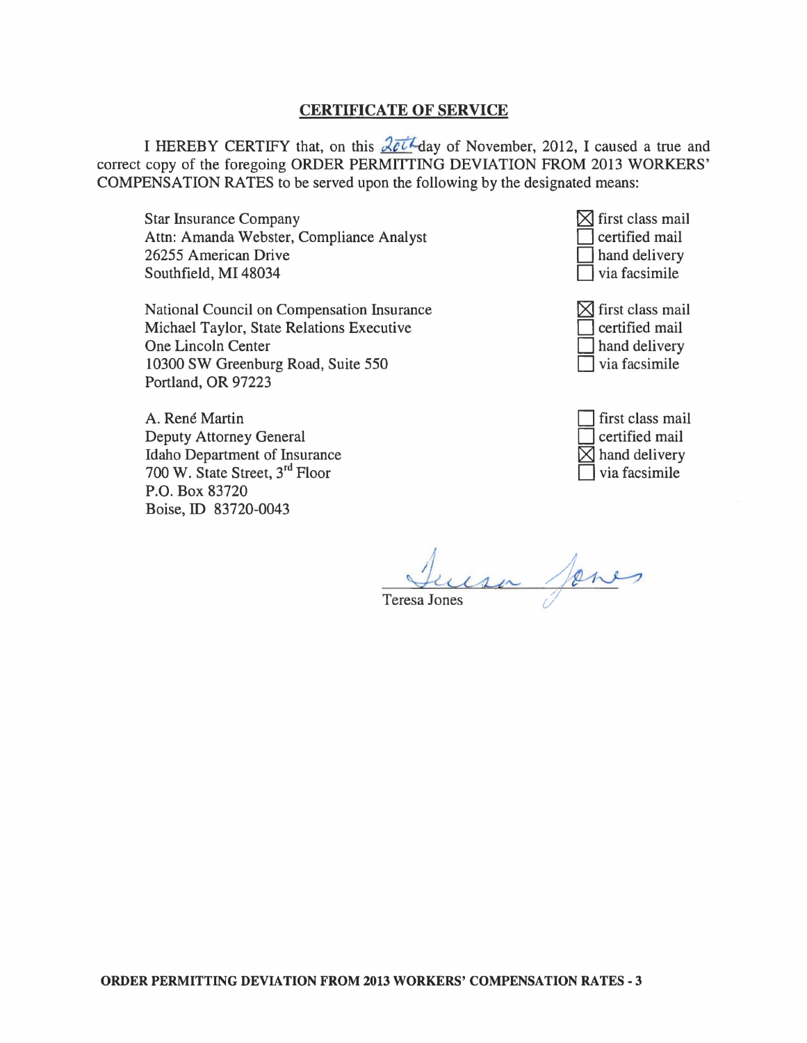## CERTIFICATE OF SERVICE

I HEREBY CERTIFY that, on this 20th day of November, 2012, I caused a true and correct copy of the foregoing ORDER PERMITTING DEVIATION FROM 2013 WORKERS' COMPENSATION RATES to be served upon the following by the designated means:

| | |
|---|---|
| Star Insurance Company<br>Attn: Amanda Webster, Compliance Analyst<br>26255 American Drive<br>Southfield, MI 48034 | ☒ first class mail<br>☐ certified mail<br>☐ hand delivery<br>☐ via facsimile |
| National Council on Compensation Insurance<br>Michael Taylor, State Relations Executive<br>One Lincoln Center<br>10300 SW Greenburg Road, Suite 550<br>Portland, OR 97223 | ☒ first class mail<br>☐ certified mail<br>☐ hand delivery<br>☐ via facsimile |
| A. René Martin<br>Deputy Attorney General<br>Idaho Department of Insurance<br>700 W. State Street, 3rd Floor<br>P.O. Box 83720<br>Boise, ID 83720-0043 | ☐ first class mail<br>☐ certified mail<br>☒ hand delivery<br>☐ via facsimile |

Teresa Jones

Teresa Jones